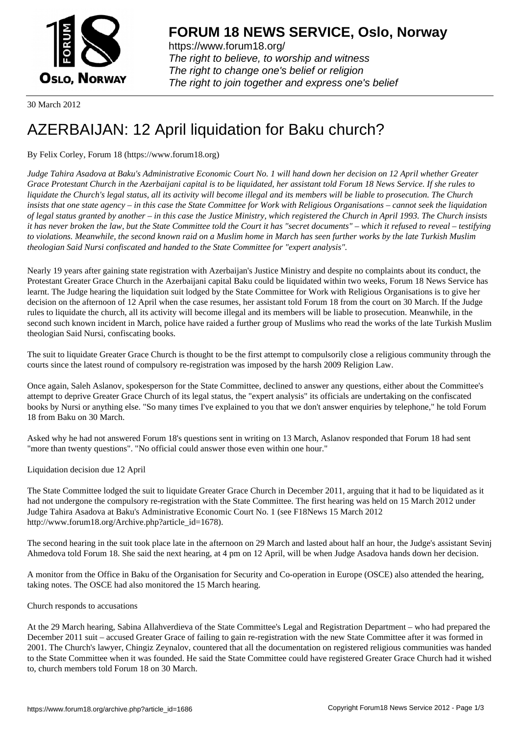# FORUM 18 NEWS SERVICE, Oslo, Norway

https://www.forum18.org/
*The right to believe, to worship and witness*
*The right to change one's belief or religion*
*The right to join together and express one's belief*

30 March 2012

# AZERBAIJAN: 12 April liquidation for Baku church?

By Felix Corley, Forum 18 (https://www.forum18.org)

*Judge Tahira Asadova at Baku's Administrative Economic Court No. 1 will hand down her decision on 12 April whether Greater Grace Protestant Church in the Azerbaijani capital is to be liquidated, her assistant told Forum 18 News Service. If she rules to liquidate the Church's legal status, all its activity will become illegal and its members will be liable to prosecution. The Church insists that one state agency – in this case the State Committee for Work with Religious Organisations – cannot seek the liquidation of legal status granted by another – in this case the Justice Ministry, which registered the Church in April 1993. The Church insists it has never broken the law, but the State Committee told the Court it has "secret documents" – which it refused to reveal – testifying to violations. Meanwhile, the second known raid on a Muslim home in March has seen further works by the late Turkish Muslim theologian Said Nursi confiscated and handed to the State Committee for "expert analysis".*

Nearly 19 years after gaining state registration with Azerbaijan's Justice Ministry and despite no complaints about its conduct, the Protestant Greater Grace Church in the Azerbaijani capital Baku could be liquidated within two weeks, Forum 18 News Service has learnt. The Judge hearing the liquidation suit lodged by the State Committee for Work with Religious Organisations is to give her decision on the afternoon of 12 April when the case resumes, her assistant told Forum 18 from the court on 30 March. If the Judge rules to liquidate the church, all its activity will become illegal and its members will be liable to prosecution. Meanwhile, in the second such known incident in March, police have raided a further group of Muslims who read the works of the late Turkish Muslim theologian Said Nursi, confiscating books.

The suit to liquidate Greater Grace Church is thought to be the first attempt to compulsorily close a religious community through the courts since the latest round of compulsory re-registration was imposed by the harsh 2009 Religion Law.

Once again, Saleh Aslanov, spokesperson for the State Committee, declined to answer any questions, either about the Committee's attempt to deprive Greater Grace Church of its legal status, the "expert analysis" its officials are undertaking on the confiscated books by Nursi or anything else. "So many times I've explained to you that we don't answer enquiries by telephone," he told Forum 18 from Baku on 30 March.

Asked why he had not answered Forum 18's questions sent in writing on 13 March, Aslanov responded that Forum 18 had sent "more than twenty questions". "No official could answer those even within one hour."

## Liquidation decision due 12 April

The State Committee lodged the suit to liquidate Greater Grace Church in December 2011, arguing that it had to be liquidated as it had not undergone the compulsory re-registration with the State Committee. The first hearing was held on 15 March 2012 under Judge Tahira Asadova at Baku's Administrative Economic Court No. 1 (see F18News 15 March 2012 http://www.forum18.org/Archive.php?article_id=1678).

The second hearing in the suit took place late in the afternoon on 29 March and lasted about half an hour, the Judge's assistant Sevinj Ahmedova told Forum 18. She said the next hearing, at 4 pm on 12 April, will be when Judge Asadova hands down her decision.

A monitor from the Office in Baku of the Organisation for Security and Co-operation in Europe (OSCE) also attended the hearing, taking notes. The OSCE had also monitored the 15 March hearing.

## Church responds to accusations

At the 29 March hearing, Sabina Allahverdieva of the State Committee's Legal and Registration Department – who had prepared the December 2011 suit – accused Greater Grace of failing to gain re-registration with the new State Committee after it was formed in 2001. The Church's lawyer, Chingiz Zeynalov, countered that all the documentation on registered religious communities was handed to the State Committee when it was founded. He said the State Committee could have registered Greater Grace Church had it wished to, church members told Forum 18 on 30 March.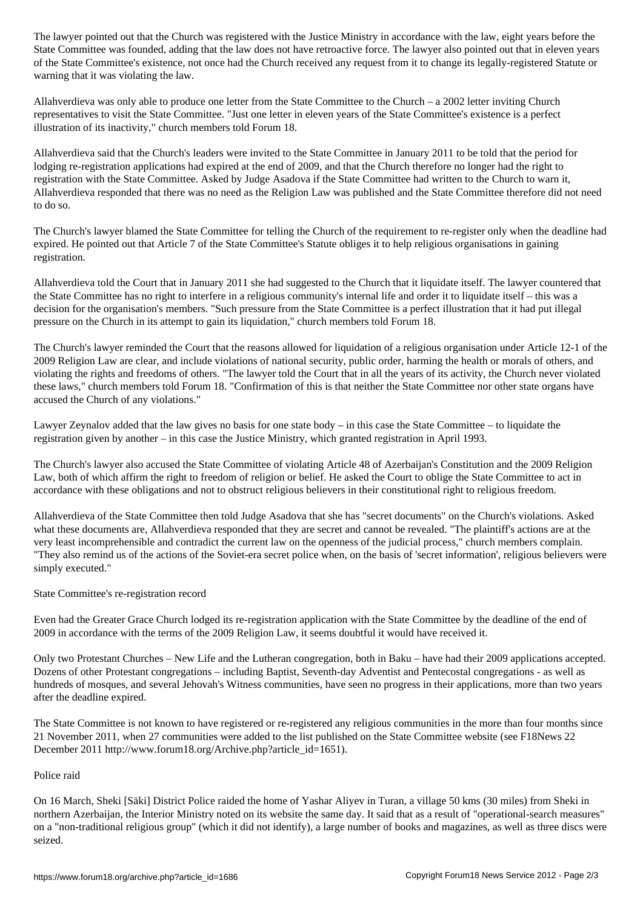The lawyer pointed out that the Church was registered with the Justice Ministry in accordance with the law, eight years before the State Committee was founded, adding that the law does not have retroactive force. The lawyer also pointed out that in eleven years of the State Committee's existence, not once had the Church received any request from it to change its legally-registered Statute or warning that it was violating the law.

Allahverdieva was only able to produce one letter from the State Committee to the Church – a 2002 letter inviting Church representatives to visit the State Committee. "Just one letter in eleven years of the State Committee's existence is a perfect illustration of its inactivity," church members told Forum 18.

Allahverdieva said that the Church's leaders were invited to the State Committee in January 2011 to be told that the period for lodging re-registration applications had expired at the end of 2009, and that the Church therefore no longer had the right to registration with the State Committee. Asked by Judge Asadova if the State Committee had written to the Church to warn it, Allahverdieva responded that there was no need as the Religion Law was published and the State Committee therefore did not need to do so.

The Church's lawyer blamed the State Committee for telling the Church of the requirement to re-register only when the deadline had expired. He pointed out that Article 7 of the State Committee's Statute obliges it to help religious organisations in gaining registration.

Allahverdieva told the Court that in January 2011 she had suggested to the Church that it liquidate itself. The lawyer countered that the State Committee has no right to interfere in a religious community's internal life and order it to liquidate itself – this was a decision for the organisation's members. "Such pressure from the State Committee is a perfect illustration that it had put illegal pressure on the Church in its attempt to gain its liquidation," church members told Forum 18.

The Church's lawyer reminded the Court that the reasons allowed for liquidation of a religious organisation under Article 12-1 of the 2009 Religion Law are clear, and include violations of national security, public order, harming the health or morals of others, and violating the rights and freedoms of others. "The lawyer told the Court that in all the years of its activity, the Church never violated these laws," church members told Forum 18. "Confirmation of this is that neither the State Committee nor other state organs have accused the Church of any violations."

Lawyer Zeynalov added that the law gives no basis for one state body – in this case the State Committee – to liquidate the registration given by another – in this case the Justice Ministry, which granted registration in April 1993.

The Church's lawyer also accused the State Committee of violating Article 48 of Azerbaijan's Constitution and the 2009 Religion Law, both of which affirm the right to freedom of religion or belief. He asked the Court to oblige the State Committee to act in accordance with these obligations and not to obstruct religious believers in their constitutional right to religious freedom.

Allahverdieva of the State Committee then told Judge Asadova that she has "secret documents" on the Church's violations. Asked what these documents are, Allahverdieva responded that they are secret and cannot be revealed. "The plaintiff's actions are at the very least incomprehensible and contradict the current law on the openness of the judicial process," church members complain. "They also remind us of the actions of the Soviet-era secret police when, on the basis of 'secret information', religious believers were simply executed."

## State Committee's re-registration record

Even had the Greater Grace Church lodged its re-registration application with the State Committee by the deadline of the end of 2009 in accordance with the terms of the 2009 Religion Law, it seems doubtful it would have received it.

Only two Protestant Churches – New Life and the Lutheran congregation, both in Baku – have had their 2009 applications accepted. Dozens of other Protestant congregations – including Baptist, Seventh-day Adventist and Pentecostal congregations - as well as hundreds of mosques, and several Jehovah's Witness communities, have seen no progress in their applications, more than two years after the deadline expired.

The State Committee is not known to have registered or re-registered any religious communities in the more than four months since 21 November 2011, when 27 communities were added to the list published on the State Committee website (see F18News 22 December 2011 http://www.forum18.org/Archive.php?article_id=1651).

## Police raid

On 16 March, Sheki [Säki] District Police raided the home of Yashar Aliyev in Turan, a village 50 kms (30 miles) from Sheki in northern Azerbaijan, the Interior Ministry noted on its website the same day. It said that as a result of "operational-search measures" on a "non-traditional religious group" (which it did not identify), a large number of books and magazines, as well as three discs were seized.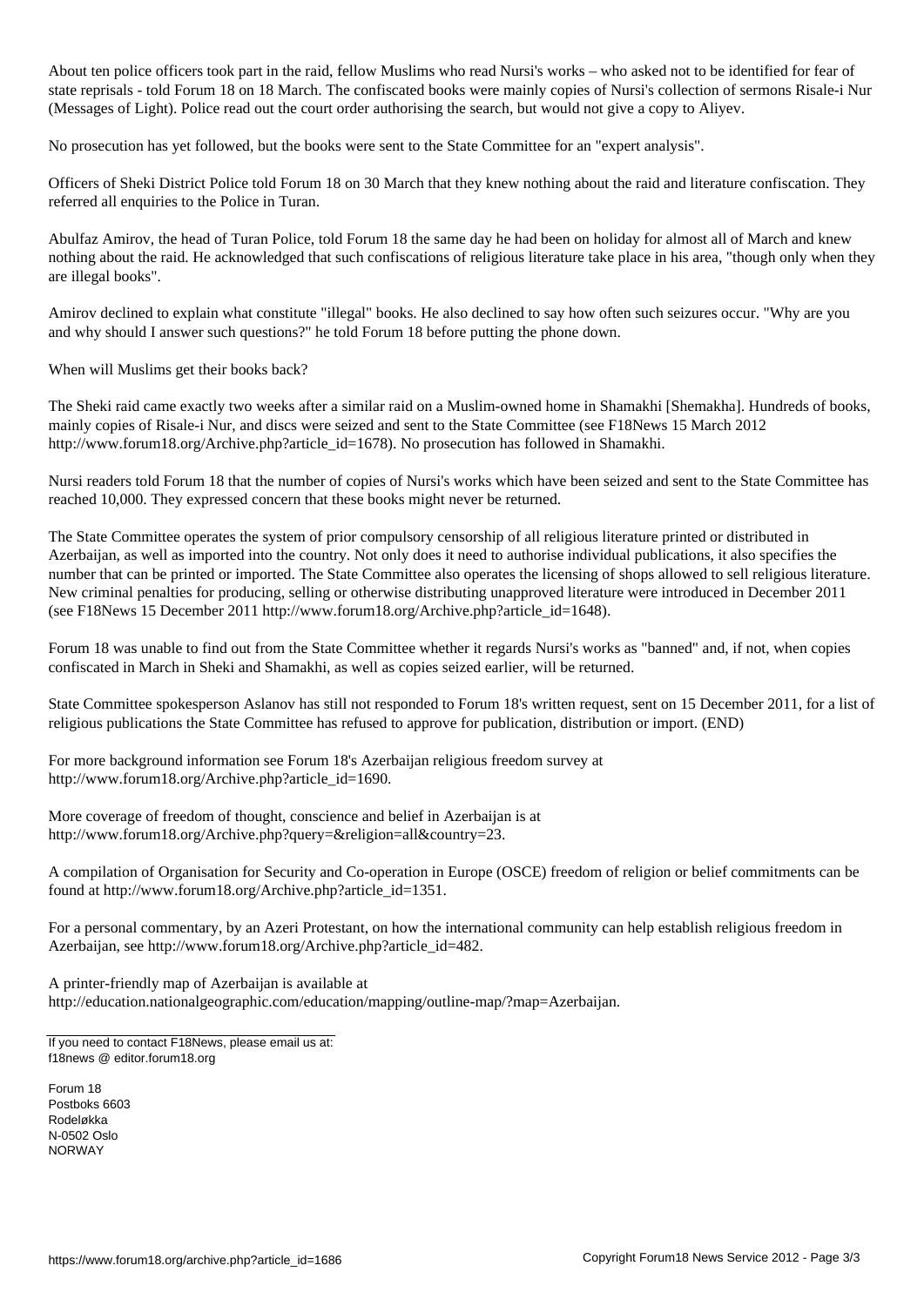About ten police officers took part in the raid, fellow Muslims who read Nursi's works – who asked not to be identified for fear of state reprisals - told Forum 18 on 18 March. The confiscated books were mainly copies of Nursi's collection of sermons Risale-i Nur (Messages of Light). Police read out the court order authorising the search, but would not give a copy to Aliyev.

No prosecution has yet followed, but the books were sent to the State Committee for an "expert analysis".

Officers of Sheki District Police told Forum 18 on 30 March that they knew nothing about the raid and literature confiscation. They referred all enquiries to the Police in Turan.

Abulfaz Amirov, the head of Turan Police, told Forum 18 the same day he had been on holiday for almost all of March and knew nothing about the raid. He acknowledged that such confiscations of religious literature take place in his area, "though only when they are illegal books".

Amirov declined to explain what constitute "illegal" books. He also declined to say how often such seizures occur. "Why are you and why should I answer such questions?" he told Forum 18 before putting the phone down.

When will Muslims get their books back?

The Sheki raid came exactly two weeks after a similar raid on a Muslim-owned home in Shamakhi [Shemakha]. Hundreds of books, mainly copies of Risale-i Nur, and discs were seized and sent to the State Committee (see F18News 15 March 2012 http://www.forum18.org/Archive.php?article_id=1678). No prosecution has followed in Shamakhi.

Nursi readers told Forum 18 that the number of copies of Nursi's works which have been seized and sent to the State Committee has reached 10,000. They expressed concern that these books might never be returned.

The State Committee operates the system of prior compulsory censorship of all religious literature printed or distributed in Azerbaijan, as well as imported into the country. Not only does it need to authorise individual publications, it also specifies the number that can be printed or imported. The State Committee also operates the licensing of shops allowed to sell religious literature. New criminal penalties for producing, selling or otherwise distributing unapproved literature were introduced in December 2011 (see F18News 15 December 2011 http://www.forum18.org/Archive.php?article_id=1648).

Forum 18 was unable to find out from the State Committee whether it regards Nursi's works as "banned" and, if not, when copies confiscated in March in Sheki and Shamakhi, as well as copies seized earlier, will be returned.

State Committee spokesperson Aslanov has still not responded to Forum 18's written request, sent on 15 December 2011, for a list of religious publications the State Committee has refused to approve for publication, distribution or import. (END)

For more background information see Forum 18's Azerbaijan religious freedom survey at http://www.forum18.org/Archive.php?article_id=1690.

More coverage of freedom of thought, conscience and belief in Azerbaijan is at http://www.forum18.org/Archive.php?query=&religion=all&country=23.

A compilation of Organisation for Security and Co-operation in Europe (OSCE) freedom of religion or belief commitments can be found at http://www.forum18.org/Archive.php?article_id=1351.

For a personal commentary, by an Azeri Protestant, on how the international community can help establish religious freedom in Azerbaijan, see http://www.forum18.org/Archive.php?article_id=482.

A printer-friendly map of Azerbaijan is available at http://education.nationalgeographic.com/education/mapping/outline-map/?map=Azerbaijan.

If you need to contact F18News, please email us at:
f18news @ editor.forum18.org

Forum 18
Postboks 6603
Rodeløkka
N-0502 Oslo
NORWAY